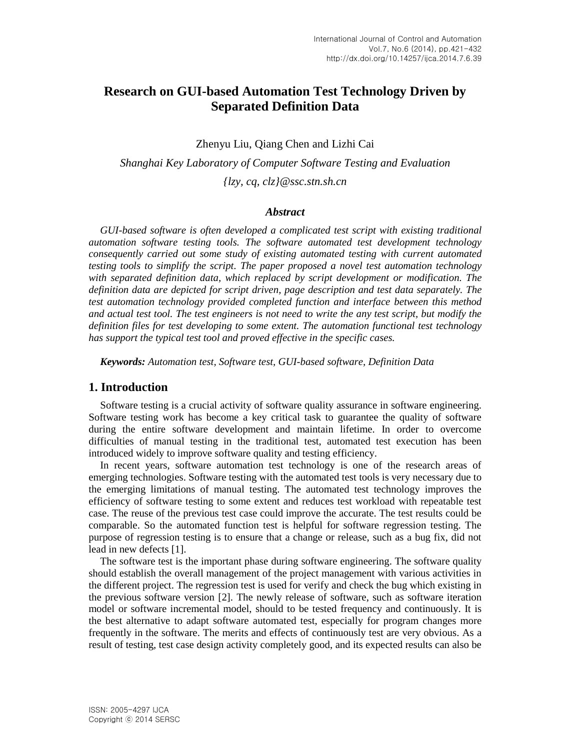# Research on GUI-based Automation Test Technology Driven by Separated Definition Data

Zhenyu Liu, Qiang Chen and Lizhi Cai

*Shanghai Key Laboratory of Computer Software Testing and Evaluation*

*{lzy, cq, clz}@ssc.stn.sh.cn*

### *Abstract*

*GUI-based software is often developed a complicated test script with existing traditional automation software testing tools. The software automated test development technology consequently carried out some study of existing automated testing with current automated testing tools to simplify the script. The paper proposed a novel test automation technology with separated definition data, which replaced by script development or modification. The definition data are depicted for script driven, page description and test data separately. The test automation technology provided completed function and interface between this method and actual test tool. The test engineers is not need to write the any test script, but modify the definition files for test developing to some extent. The automation functional test technology has support the typical test tool and proved effective in the specific cases.*

***Keywords:*** *Automation test, Software test, GUI-based software, Definition Data*

## 1. Introduction

Software testing is a crucial activity of software quality assurance in software engineering. Software testing work has become a key critical task to guarantee the quality of software during the entire software development and maintain lifetime. In order to overcome difficulties of manual testing in the traditional test, automated test execution has been introduced widely to improve software quality and testing efficiency.

In recent years, software automation test technology is one of the research areas of emerging technologies. Software testing with the automated test tools is very necessary due to the emerging limitations of manual testing. The automated test technology improves the efficiency of software testing to some extent and reduces test workload with repeatable test case. The reuse of the previous test case could improve the accurate. The test results could be comparable. So the automated function test is helpful for software regression testing. The purpose of regression testing is to ensure that a change or release, such as a bug fix, did not lead in new defects [1].

The software test is the important phase during software engineering. The software quality should establish the overall management of the project management with various activities in the different project. The regression test is used for verify and check the bug which existing in the previous software version [2]. The newly release of software, such as software iteration model or software incremental model, should to be tested frequency and continuously. It is the best alternative to adapt software automated test, especially for program changes more frequently in the software. The merits and effects of continuously test are very obvious. As a result of testing, test case design activity completely good, and its expected results can also be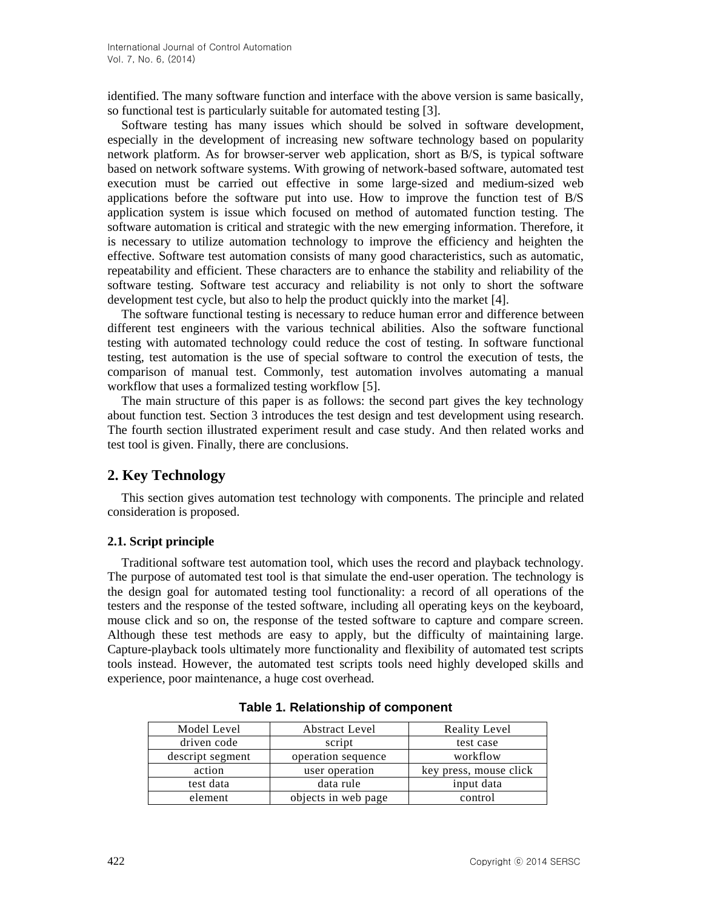identified. The many software function and interface with the above version is same basically, so functional test is particularly suitable for automated testing [3].

Software testing has many issues which should be solved in software development, especially in the development of increasing new software technology based on popularity network platform. As for browser-server web application, short as B/S, is typical software based on network software systems. With growing of network-based software, automated test execution must be carried out effective in some large-sized and medium-sized web applications before the software put into use. How to improve the function test of B/S application system is issue which focused on method of automated function testing. The software automation is critical and strategic with the new emerging information. Therefore, it is necessary to utilize automation technology to improve the efficiency and heighten the effective. Software test automation consists of many good characteristics, such as automatic, repeatability and efficient. These characters are to enhance the stability and reliability of the software testing. Software test accuracy and reliability is not only to short the software development test cycle, but also to help the product quickly into the market [4].

The software functional testing is necessary to reduce human error and difference between different test engineers with the various technical abilities. Also the software functional testing with automated technology could reduce the cost of testing. In software functional testing, test automation is the use of special software to control the execution of tests, the comparison of manual test. Commonly, test automation involves automating a manual workflow that uses a formalized testing workflow [5].

The main structure of this paper is as follows: the second part gives the key technology about function test. Section 3 introduces the test design and test development using research. The fourth section illustrated experiment result and case study. And then related works and test tool is given. Finally, there are conclusions.

## 2. Key Technology

This section gives automation test technology with components. The principle and related consideration is proposed.

### 2.1. Script principle

Traditional software test automation tool, which uses the record and playback technology. The purpose of automated test tool is that simulate the end-user operation. The technology is the design goal for automated testing tool functionality: a record of all operations of the testers and the response of the tested software, including all operating keys on the keyboard, mouse click and so on, the response of the tested software to capture and compare screen. Although these test methods are easy to apply, but the difficulty of maintaining large. Capture-playback tools ultimately more functionality and flexibility of automated test scripts tools instead. However, the automated test scripts tools need highly developed skills and experience, poor maintenance, a huge cost overhead.

**Table 1. Relationship of component**

| Model Level | Abstract Level | Reality Level |
|---|---|---|
| driven code | script | test case |
| descript segment | operation sequence | workflow |
| action | user operation | key press, mouse click |
| test data | data rule | input data |
| element | objects in web page | control |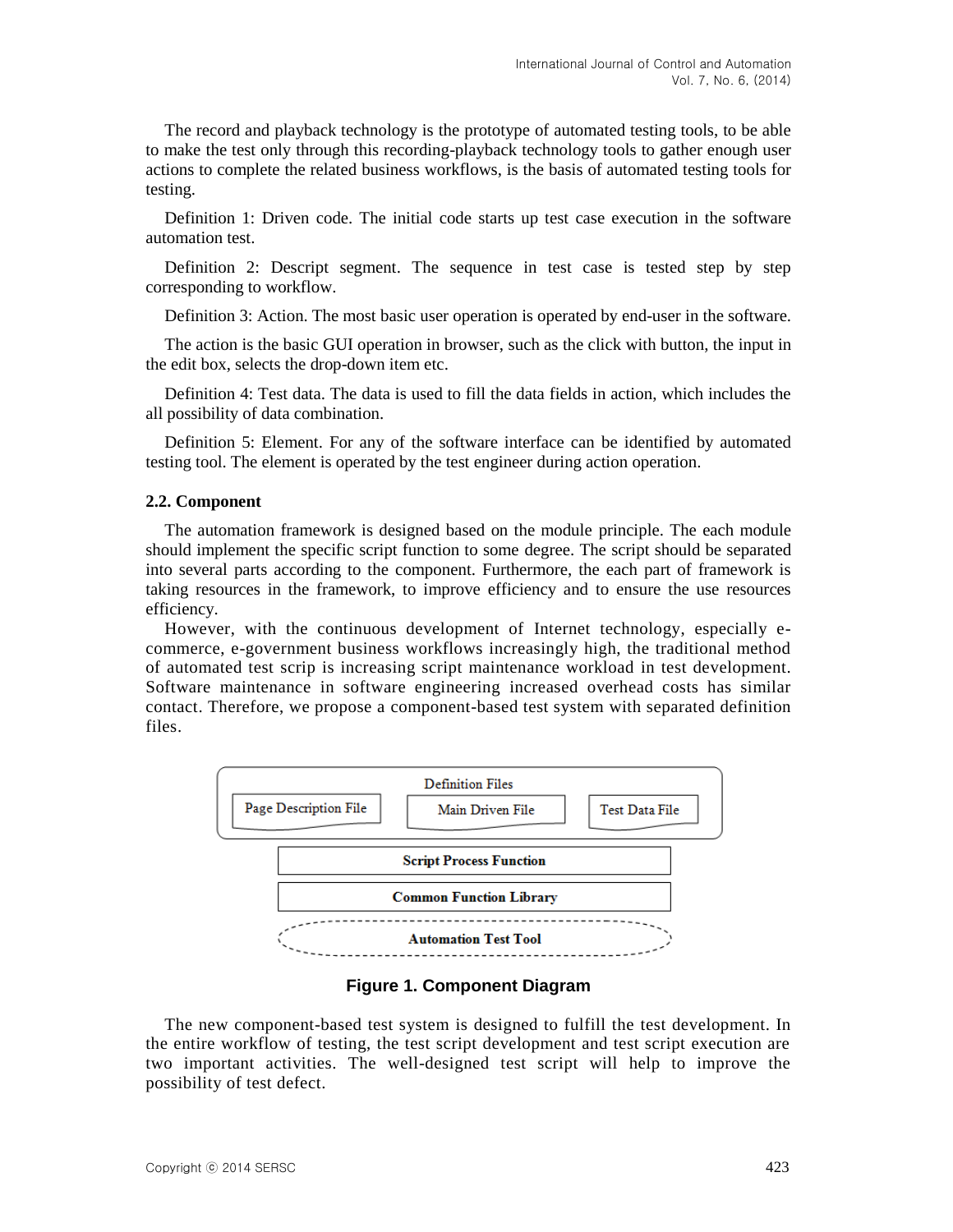The record and playback technology is the prototype of automated testing tools, to be able to make the test only through this recording-playback technology tools to gather enough user actions to complete the related business workflows, is the basis of automated testing tools for testing.

Definition 1: Driven code. The initial code starts up test case execution in the software automation test.

Definition 2: Descript segment. The sequence in test case is tested step by step corresponding to workflow.

Definition 3: Action. The most basic user operation is operated by end-user in the software.

The action is the basic GUI operation in browser, such as the click with button, the input in the edit box, selects the drop-down item etc.

Definition 4: Test data. The data is used to fill the data fields in action, which includes the all possibility of data combination.

Definition 5: Element. For any of the software interface can be identified by automated testing tool. The element is operated by the test engineer during action operation.

### 2.2. Component

The automation framework is designed based on the module principle. The each module should implement the specific script function to some degree. The script should be separated into several parts according to the component. Furthermore, the each part of framework is taking resources in the framework, to improve efficiency and to ensure the use resources efficiency.

However, with the continuous development of Internet technology, especially e-commerce, e-government business workflows increasingly high, the traditional method of automated test scrip is increasing script maintenance workload in test development. Software maintenance in software engineering increased overhead costs has similar contact. Therefore, we propose a component-based test system with separated definition files.

Definition Files

Page Description File | Main Driven File | Test Data File

**Script Process Function**

**Common Function Library**

**Automation Test Tool**

**Figure 1. Component Diagram**

The new component-based test system is designed to fulfill the test development. In the entire workflow of testing, the test script development and test script execution are two important activities. The well-designed test script will help to improve the possibility of test defect.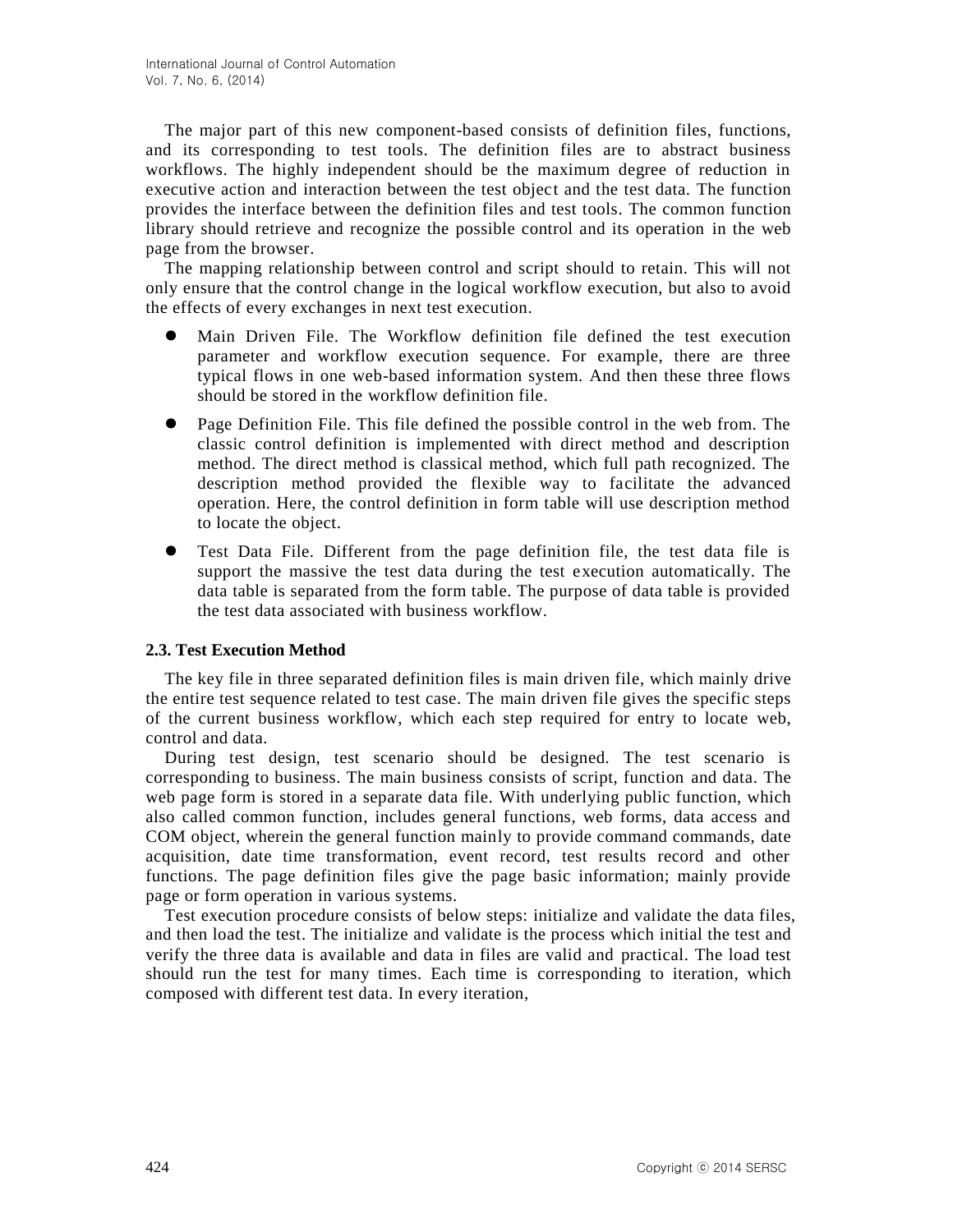The major part of this new component-based consists of definition files, functions, and its corresponding to test tools. The definition files are to abstract business workflows. The highly independent should be the maximum degree of reduction in executive action and interaction between the test object and the test data. The function provides the interface between the definition files and test tools. The common function library should retrieve and recognize the possible control and its operation in the web page from the browser.

The mapping relationship between control and script should to retain. This will not only ensure that the control change in the logical workflow execution, but also to avoid the effects of every exchanges in next test execution.

- Main Driven File. The Workflow definition file defined the test execution parameter and workflow execution sequence. For example, there are three typical flows in one web-based information system. And then these three flows should be stored in the workflow definition file.
- Page Definition File. This file defined the possible control in the web from. The classic control definition is implemented with direct method and description method. The direct method is classical method, which full path recognized. The description method provided the flexible way to facilitate the advanced operation. Here, the control definition in form table will use description method to locate the object.
- Test Data File. Different from the page definition file, the test data file is support the massive the test data during the test execution automatically. The data table is separated from the form table. The purpose of data table is provided the test data associated with business workflow.

### 2.3. Test Execution Method

The key file in three separated definition files is main driven file, which mainly drive the entire test sequence related to test case. The main driven file gives the specific steps of the current business workflow, which each step required for entry to locate web, control and data.

During test design, test scenario should be designed. The test scenario is corresponding to business. The main business consists of script, function and data. The web page form is stored in a separate data file. With underlying public function, which also called common function, includes general functions, web forms, data access and COM object, wherein the general function mainly to provide command commands, date acquisition, date time transformation, event record, test results record and other functions. The page definition files give the page basic information; mainly provide page or form operation in various systems.

Test execution procedure consists of below steps: initialize and validate the data files, and then load the test. The initialize and validate is the process which initial the test and verify the three data is available and data in files are valid and practical. The load test should run the test for many times. Each time is corresponding to iteration, which composed with different test data. In every iteration,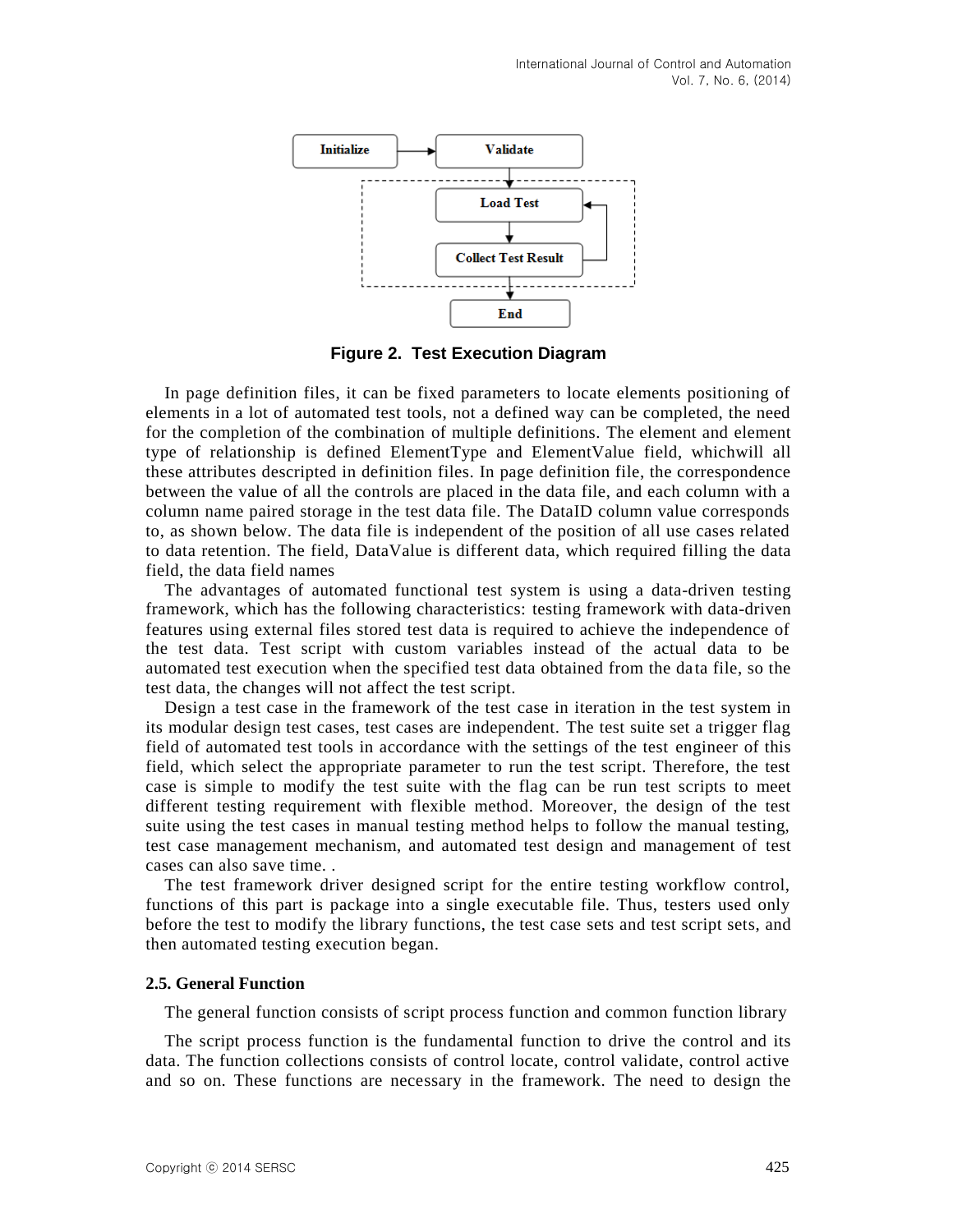Figure 2. Test Execution Diagram

In page definition files, it can be fixed parameters to locate elements positioning of elements in a lot of automated test tools, not a defined way can be completed, the need for the completion of the combination of multiple definitions. The element and element type of relationship is defined ElementType and ElementValue field, whichwill all these attributes descripted in definition files. In page definition file, the correspondence between the value of all the controls are placed in the data file, and each column with a column name paired storage in the test data file. The DataID column value corresponds to, as shown below. The data file is independent of the position of all use cases related to data retention. The field, DataValue is different data, which required filling the data field, the data field names

The advantages of automated functional test system is using a data-driven testing framework, which has the following characteristics: testing framework with data-driven features using external files stored test data is required to achieve the independence of the test data. Test script with custom variables instead of the actual data to be automated test execution when the specified test data obtained from the data file, so the test data, the changes will not affect the test script.

Design a test case in the framework of the test case in iteration in the test system in its modular design test cases, test cases are independent. The test suite set a trigger flag field of automated test tools in accordance with the settings of the test engineer of this field, which select the appropriate parameter to run the test script. Therefore, the test case is simple to modify the test suite with the flag can be run test scripts to meet different testing requirement with flexible method. Moreover, the design of the test suite using the test cases in manual testing method helps to follow the manual testing, test case management mechanism, and automated test design and management of test cases can also save time. .

The test framework driver designed script for the entire testing workflow control, functions of this part is package into a single executable file. Thus, testers used only before the test to modify the library functions, the test case sets and test script sets, and then automated testing execution began.

### 2.5. General Function

The general function consists of script process function and common function library

The script process function is the fundamental function to drive the control and its data. The function collections consists of control locate, control validate, control active and so on. These functions are necessary in the framework. The need to design the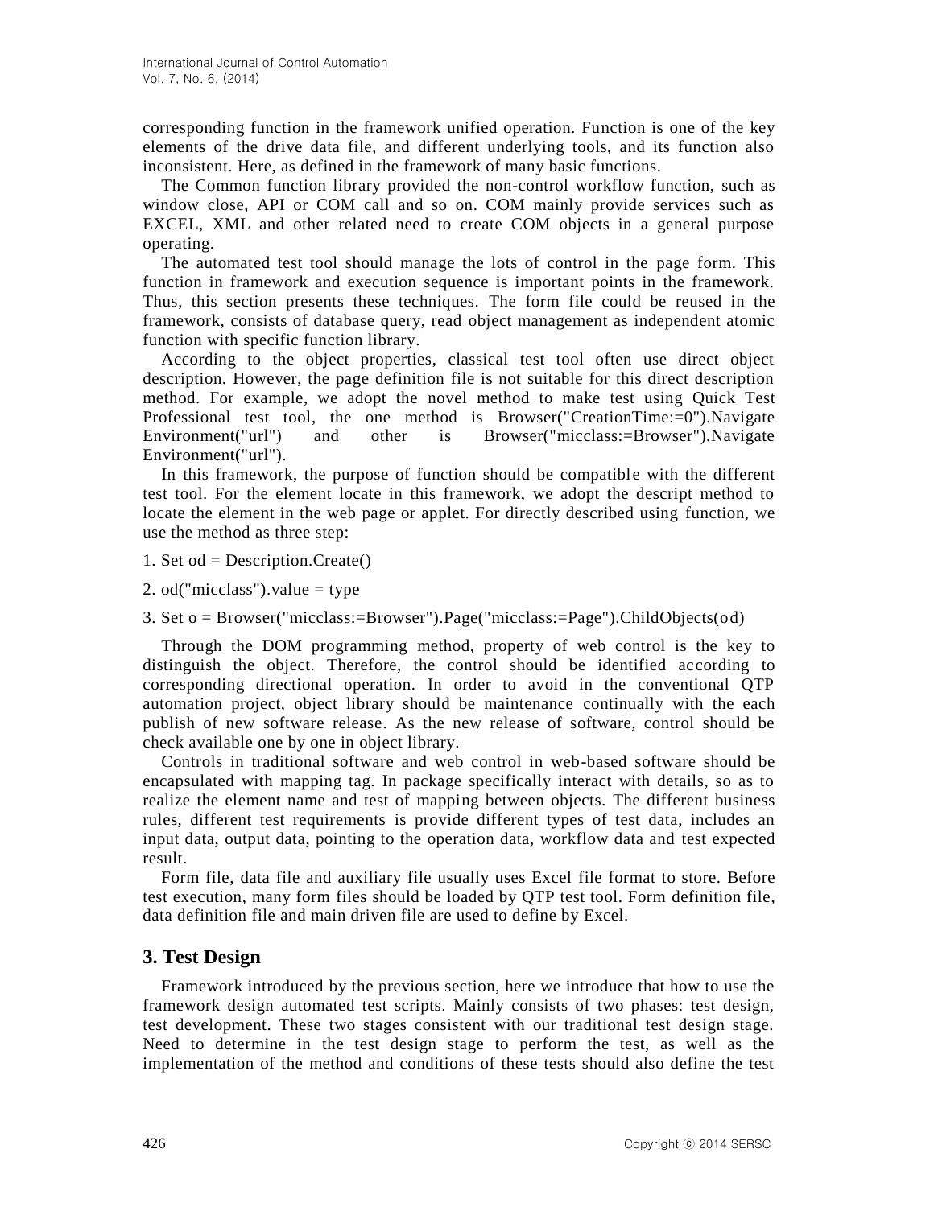corresponding function in the framework unified operation. Function is one of the key elements of the drive data file, and different underlying tools, and its function also inconsistent. Here, as defined in the framework of many basic functions.

The Common function library provided the non-control workflow function, such as window close, API or COM call and so on. COM mainly provide services such as EXCEL, XML and other related need to create COM objects in a general purpose operating.

The automated test tool should manage the lots of control in the page form. This function in framework and execution sequence is important points in the framework. Thus, this section presents these techniques. The form file could be reused in the framework, consists of database query, read object management as independent atomic function with specific function library.

According to the object properties, classical test tool often use direct object description. However, the page definition file is not suitable for this direct description method. For example, we adopt the novel method to make test using Quick Test Professional test tool, the one method is Browser("CreationTime:=0").Navigate Environment("url") and other is Browser("micclass:=Browser").Navigate Environment("url").

In this framework, the purpose of function should be compatible with the different test tool. For the element locate in this framework, we adopt the descript method to locate the element in the web page or applet. For directly described using function, we use the method as three step:

1. Set od = Description.Create()
2. od("micclass").value = type
3. Set o = Browser("micclass:=Browser").Page("micclass:=Page").ChildObjects(od)

Through the DOM programming method, property of web control is the key to distinguish the object. Therefore, the control should be identified according to corresponding directional operation. In order to avoid in the conventional QTP automation project, object library should be maintenance continually with the each publish of new software release. As the new release of software, control should be check available one by one in object library.

Controls in traditional software and web control in web-based software should be encapsulated with mapping tag. In package specifically interact with details, so as to realize the element name and test of mapping between objects. The different business rules, different test requirements is provide different types of test data, includes an input data, output data, pointing to the operation data, workflow data and test expected result.

Form file, data file and auxiliary file usually uses Excel file format to store. Before test execution, many form files should be loaded by QTP test tool. Form definition file, data definition file and main driven file are used to define by Excel.

## 3. Test Design

Framework introduced by the previous section, here we introduce that how to use the framework design automated test scripts. Mainly consists of two phases: test design, test development. These two stages consistent with our traditional test design stage. Need to determine in the test design stage to perform the test, as well as the implementation of the method and conditions of these tests should also define the test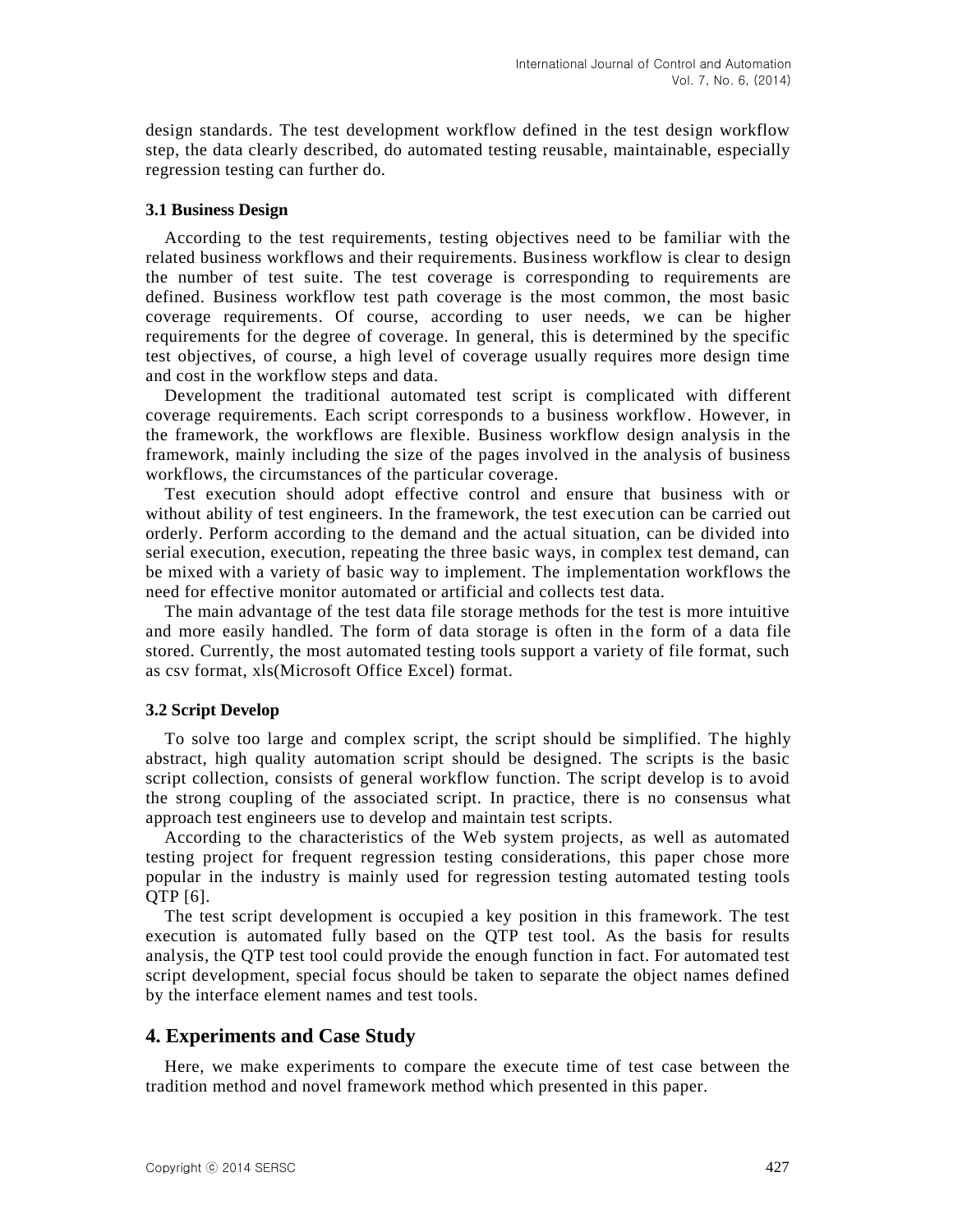design standards. The test development workflow defined in the test design workflow step, the data clearly described, do automated testing reusable, maintainable, especially regression testing can further do.

### 3.1 Business Design

According to the test requirements, testing objectives need to be familiar with the related business workflows and their requirements. Business workflow is clear to design the number of test suite. The test coverage is corresponding to requirements are defined. Business workflow test path coverage is the most common, the most basic coverage requirements. Of course, according to user needs, we can be higher requirements for the degree of coverage. In general, this is determined by the specific test objectives, of course, a high level of coverage usually requires more design time and cost in the workflow steps and data.

Development the traditional automated test script is complicated with different coverage requirements. Each script corresponds to a business workflow. However, in the framework, the workflows are flexible. Business workflow design analysis in the framework, mainly including the size of the pages involved in the analysis of business workflows, the circumstances of the particular coverage.

Test execution should adopt effective control and ensure that business with or without ability of test engineers. In the framework, the test execution can be carried out orderly. Perform according to the demand and the actual situation, can be divided into serial execution, execution, repeating the three basic ways, in complex test demand, can be mixed with a variety of basic way to implement. The implementation workflows the need for effective monitor automated or artificial and collects test data.

The main advantage of the test data file storage methods for the test is more intuitive and more easily handled. The form of data storage is often in the form of a data file stored. Currently, the most automated testing tools support a variety of file format, such as csv format, xls(Microsoft Office Excel) format.

### 3.2 Script Develop

To solve too large and complex script, the script should be simplified. The highly abstract, high quality automation script should be designed. The scripts is the basic script collection, consists of general workflow function. The script develop is to avoid the strong coupling of the associated script. In practice, there is no consensus what approach test engineers use to develop and maintain test scripts.

According to the characteristics of the Web system projects, as well as automated testing project for frequent regression testing considerations, this paper chose more popular in the industry is mainly used for regression testing automated testing tools QTP [6].

The test script development is occupied a key position in this framework. The test execution is automated fully based on the QTP test tool. As the basis for results analysis, the QTP test tool could provide the enough function in fact. For automated test script development, special focus should be taken to separate the object names defined by the interface element names and test tools.

## 4. Experiments and Case Study

Here, we make experiments to compare the execute time of test case between the tradition method and novel framework method which presented in this paper.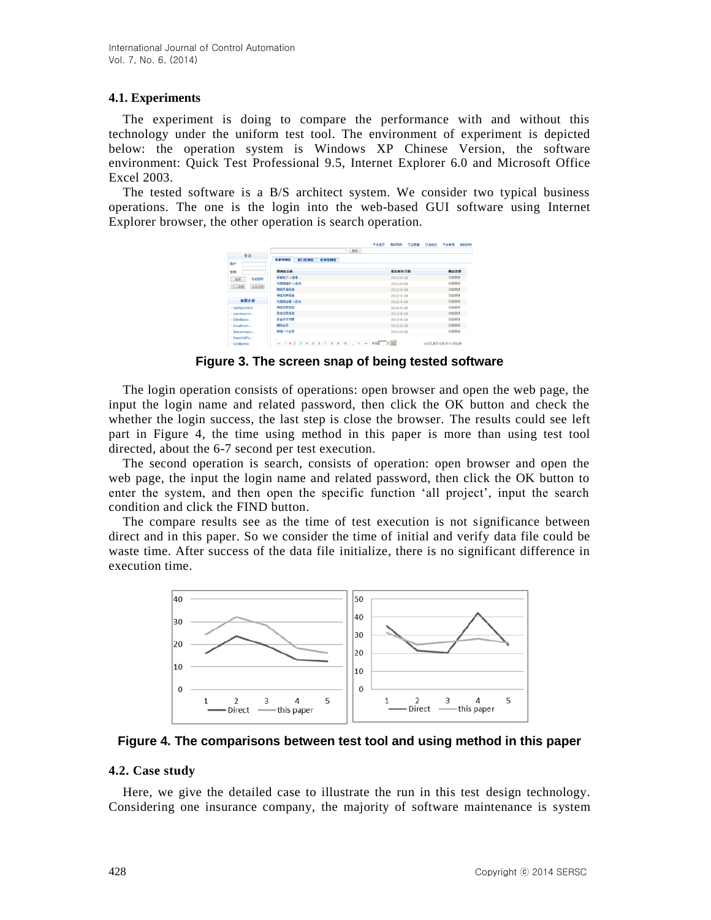### 4.1. Experiments

The experiment is doing to compare the performance with and without this technology under the uniform test tool. The environment of experiment is depicted below: the operation system is Windows XP Chinese Version, the software environment: Quick Test Professional 9.5, Internet Explorer 6.0 and Microsoft Office Excel 2003.

The tested software is a B/S architect system. We consider two typical business operations. The one is the login into the web-based GUI software using Internet Explorer browser, the other operation is search operation.

**Figure 3. The screen snap of being tested software**

The login operation consists of operations: open browser and open the web page, the input the login name and related password, then click the OK button and check the whether the login success, the last step is close the browser. The results could see left part in Figure 4, the time using method in this paper is more than using test tool directed, about the 6-7 second per test execution.

The second operation is search, consists of operation: open browser and open the web page, the input the login name and related password, then click the OK button to enter the system, and then open the specific function 'all project', input the search condition and click the FIND button.

The compare results see as the time of test execution is not significance between direct and in this paper. So we consider the time of initial and verify data file could be waste time. After success of the data file initialize, there is no significant difference in execution time.

**Figure 4. The comparisons between test tool and using method in this paper**

### 4.2. Case study

Here, we give the detailed case to illustrate the run in this test design technology. Considering one insurance company, the majority of software maintenance is system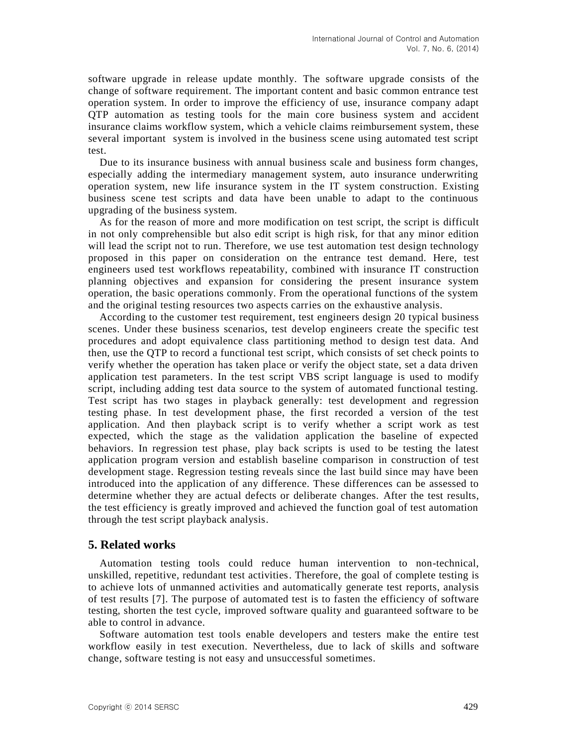software upgrade in release update monthly. The software upgrade consists of the change of software requirement. The important content and basic common entrance test operation system. In order to improve the efficiency of use, insurance company adapt QTP automation as testing tools for the main core business system and accident insurance claims workflow system, which a vehicle claims reimbursement system, these several important system is involved in the business scene using automated test script test.

Due to its insurance business with annual business scale and business form changes, especially adding the intermediary management system, auto insurance underwriting operation system, new life insurance system in the IT system construction. Existing business scene test scripts and data have been unable to adapt to the continuous upgrading of the business system.

As for the reason of more and more modification on test script, the script is difficult in not only comprehensible but also edit script is high risk, for that any minor edition will lead the script not to run. Therefore, we use test automation test design technology proposed in this paper on consideration on the entrance test demand. Here, test engineers used test workflows repeatability, combined with insurance IT construction planning objectives and expansion for considering the present insurance system operation, the basic operations commonly. From the operational functions of the system and the original testing resources two aspects carries on the exhaustive analysis.

According to the customer test requirement, test engineers design 20 typical business scenes. Under these business scenarios, test develop engineers create the specific test procedures and adopt equivalence class partitioning method to design test data. And then, use the QTP to record a functional test script, which consists of set check points to verify whether the operation has taken place or verify the object state, set a data driven application test parameters. In the test script VBS script language is used to modify script, including adding test data source to the system of automated functional testing. Test script has two stages in playback generally: test development and regression testing phase. In test development phase, the first recorded a version of the test application. And then playback script is to verify whether a script work as test expected, which the stage as the validation application the baseline of expected behaviors. In regression test phase, play back scripts is used to be testing the latest application program version and establish baseline comparison in construction of test development stage. Regression testing reveals since the last build since may have been introduced into the application of any difference. These differences can be assessed to determine whether they are actual defects or deliberate changes. After the test results, the test efficiency is greatly improved and achieved the function goal of test automation through the test script playback analysis.

## 5. Related works

Automation testing tools could reduce human intervention to non-technical, unskilled, repetitive, redundant test activities. Therefore, the goal of complete testing is to achieve lots of unmanned activities and automatically generate test reports, analysis of test results [7]. The purpose of automated test is to fasten the efficiency of software testing, shorten the test cycle, improved software quality and guaranteed software to be able to control in advance.

Software automation test tools enable developers and testers make the entire test workflow easily in test execution. Nevertheless, due to lack of skills and software change, software testing is not easy and unsuccessful sometimes.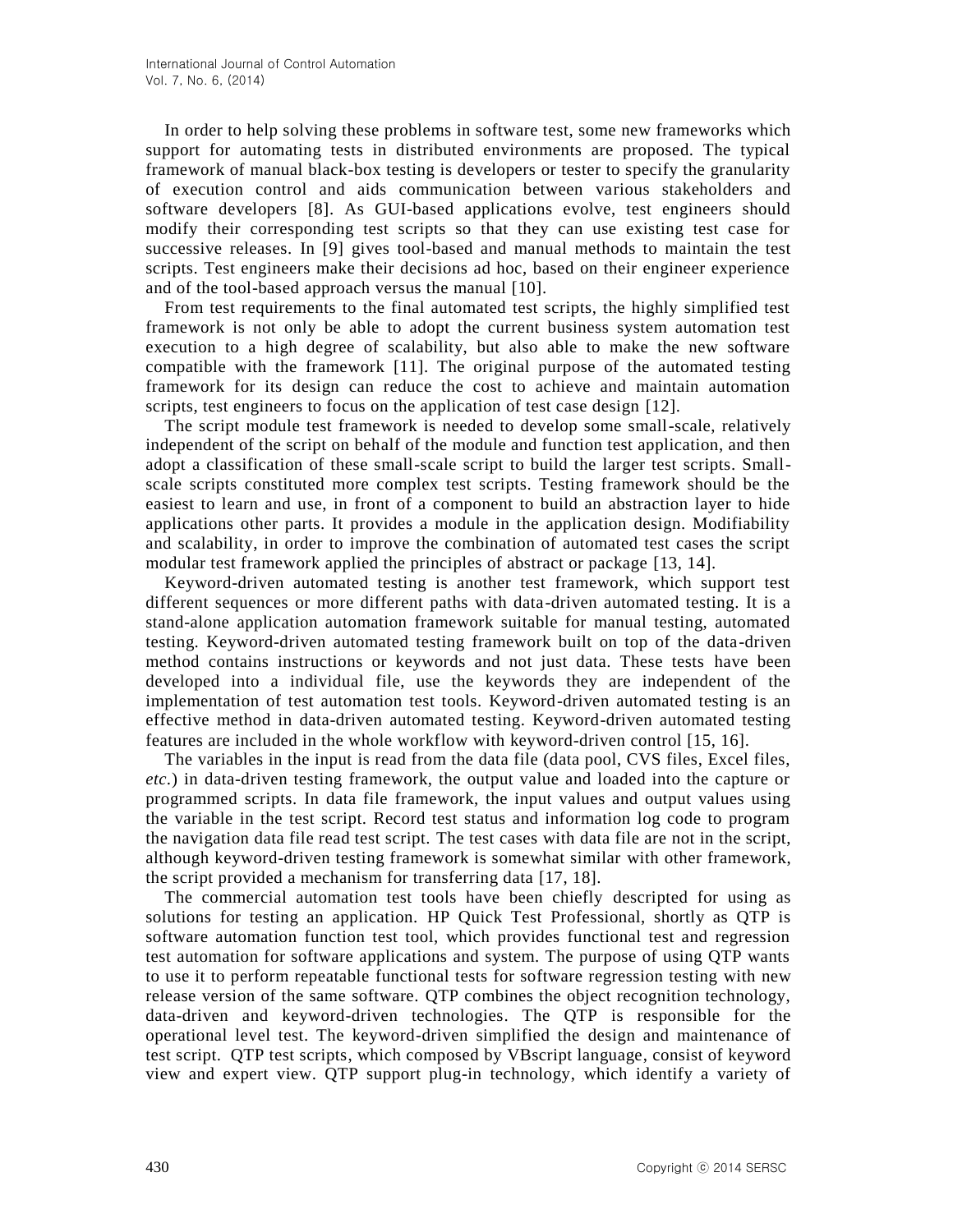In order to help solving these problems in software test, some new frameworks which support for automating tests in distributed environments are proposed. The typical framework of manual black-box testing is developers or tester to specify the granularity of execution control and aids communication between various stakeholders and software developers [8]. As GUI-based applications evolve, test engineers should modify their corresponding test scripts so that they can use existing test case for successive releases. In [9] gives tool-based and manual methods to maintain the test scripts. Test engineers make their decisions ad hoc, based on their engineer experience and of the tool-based approach versus the manual [10].

From test requirements to the final automated test scripts, the highly simplified test framework is not only be able to adopt the current business system automation test execution to a high degree of scalability, but also able to make the new software compatible with the framework [11]. The original purpose of the automated testing framework for its design can reduce the cost to achieve and maintain automation scripts, test engineers to focus on the application of test case design [12].

The script module test framework is needed to develop some small-scale, relatively independent of the script on behalf of the module and function test application, and then adopt a classification of these small-scale script to build the larger test scripts. Small-scale scripts constituted more complex test scripts. Testing framework should be the easiest to learn and use, in front of a component to build an abstraction layer to hide applications other parts. It provides a module in the application design. Modifiability and scalability, in order to improve the combination of automated test cases the script modular test framework applied the principles of abstract or package [13, 14].

Keyword-driven automated testing is another test framework, which support test different sequences or more different paths with data-driven automated testing. It is a stand-alone application automation framework suitable for manual testing, automated testing. Keyword-driven automated testing framework built on top of the data-driven method contains instructions or keywords and not just data. These tests have been developed into a individual file, use the keywords they are independent of the implementation of test automation test tools. Keyword-driven automated testing is an effective method in data-driven automated testing. Keyword-driven automated testing features are included in the whole workflow with keyword-driven control [15, 16].

The variables in the input is read from the data file (data pool, CVS files, Excel files, *etc.*) in data-driven testing framework, the output value and loaded into the capture or programmed scripts. In data file framework, the input values and output values using the variable in the test script. Record test status and information log code to program the navigation data file read test script. The test cases with data file are not in the script, although keyword-driven testing framework is somewhat similar with other framework, the script provided a mechanism for transferring data [17, 18].

The commercial automation test tools have been chiefly descripted for using as solutions for testing an application. HP Quick Test Professional, shortly as QTP is software automation function test tool, which provides functional test and regression test automation for software applications and system. The purpose of using QTP wants to use it to perform repeatable functional tests for software regression testing with new release version of the same software. QTP combines the object recognition technology, data-driven and keyword-driven technologies. The QTP is responsible for the operational level test. The keyword-driven simplified the design and maintenance of test script. QTP test scripts, which composed by VBscript language, consist of keyword view and expert view. QTP support plug-in technology, which identify a variety of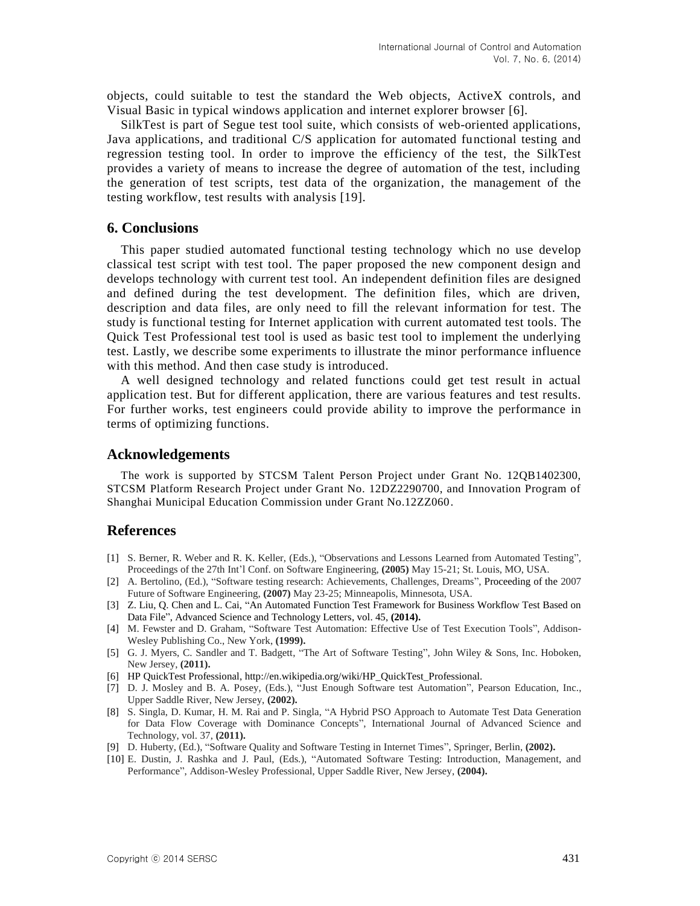objects, could suitable to test the standard the Web objects, ActiveX controls, and Visual Basic in typical windows application and internet explorer browser [6].

SilkTest is part of Segue test tool suite, which consists of web-oriented applications, Java applications, and traditional C/S application for automated functional testing and regression testing tool. In order to improve the efficiency of the test, the SilkTest provides a variety of means to increase the degree of automation of the test, including the generation of test scripts, test data of the organization, the management of the testing workflow, test results with analysis [19].

## 6. Conclusions

This paper studied automated functional testing technology which no use develop classical test script with test tool. The paper proposed the new component design and develops technology with current test tool. An independent definition files are designed and defined during the test development. The definition files, which are driven, description and data files, are only need to fill the relevant information for test. The study is functional testing for Internet application with current automated test tools. The Quick Test Professional test tool is used as basic test tool to implement the underlying test. Lastly, we describe some experiments to illustrate the minor performance influence with this method. And then case study is introduced.

A well designed technology and related functions could get test result in actual application test. But for different application, there are various features and test results. For further works, test engineers could provide ability to improve the performance in terms of optimizing functions.

## Acknowledgements

The work is supported by STCSM Talent Person Project under Grant No. 12QB1402300, STCSM Platform Research Project under Grant No. 12DZ2290700, and Innovation Program of Shanghai Municipal Education Commission under Grant No.12ZZ060.

## References

[1] S. Berner, R. Weber and R. K. Keller, (Eds.), "Observations and Lessons Learned from Automated Testing", Proceedings of the 27th Int'l Conf. on Software Engineering, **(2005)** May 15-21; St. Louis, MO, USA.

[2] A. Bertolino, (Ed.), "Software testing research: Achievements, Challenges, Dreams", Proceeding of the 2007 Future of Software Engineering, **(2007)** May 23-25; Minneapolis, Minnesota, USA.

[3] Z. Liu, Q. Chen and L. Cai, "An Automated Function Test Framework for Business Workflow Test Based on Data File", Advanced Science and Technology Letters, vol. 45, **(2014).**

[4] M. Fewster and D. Graham, "Software Test Automation: Effective Use of Test Execution Tools", Addison-Wesley Publishing Co., New York, **(1999).**

[5] G. J. Myers, C. Sandler and T. Badgett, "The Art of Software Testing", John Wiley & Sons, Inc. Hoboken, New Jersey, **(2011).**

[6] HP QuickTest Professional, http://en.wikipedia.org/wiki/HP_QuickTest_Professional.

[7] D. J. Mosley and B. A. Posey, (Eds.), "Just Enough Software test Automation", Pearson Education, Inc., Upper Saddle River, New Jersey, **(2002).**

[8] S. Singla, D. Kumar, H. M. Rai and P. Singla, "A Hybrid PSO Approach to Automate Test Data Generation for Data Flow Coverage with Dominance Concepts", International Journal of Advanced Science and Technology, vol. 37, **(2011).**

[9] D. Huberty, (Ed.), "Software Quality and Software Testing in Internet Times", Springer, Berlin, **(2002).**

[10] E. Dustin, J. Rashka and J. Paul, (Eds.), "Automated Software Testing: Introduction, Management, and Performance", Addison-Wesley Professional, Upper Saddle River, New Jersey, **(2004).**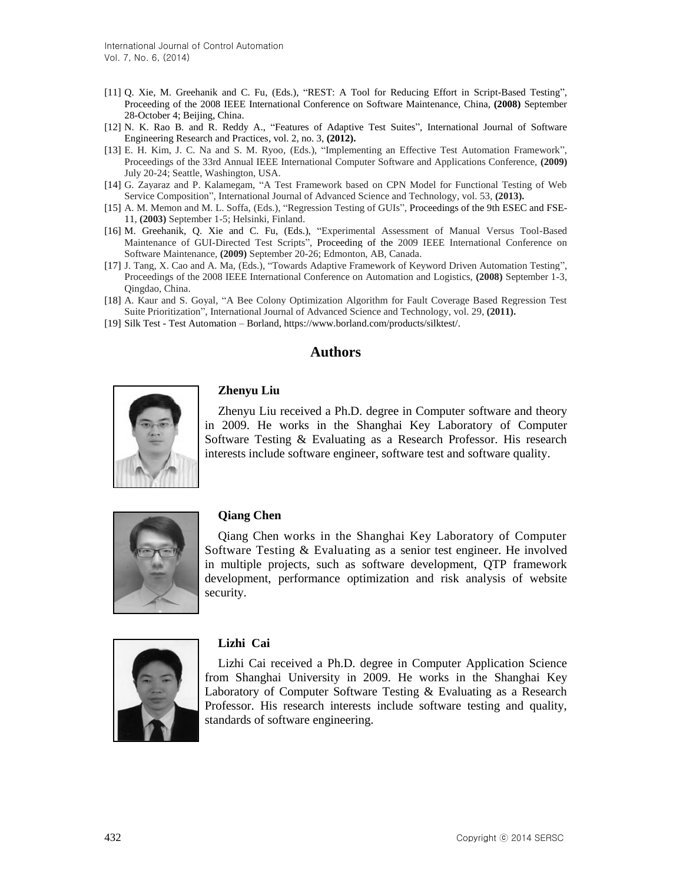[11] Q. Xie, M. Greehanik and C. Fu, (Eds.), "REST: A Tool for Reducing Effort in Script-Based Testing", Proceeding of the 2008 IEEE International Conference on Software Maintenance, China, **(2008)** September 28-October 4; Beijing, China.

[12] N. K. Rao B. and R. Reddy A., "Features of Adaptive Test Suites", International Journal of Software Engineering Research and Practices, vol. 2, no. 3, **(2012).**

[13] E. H. Kim, J. C. Na and S. M. Ryoo, (Eds.), "Implementing an Effective Test Automation Framework", Proceedings of the 33rd Annual IEEE International Computer Software and Applications Conference, **(2009)** July 20-24; Seattle, Washington, USA.

[14] G. Zayaraz and P. Kalamegam, "A Test Framework based on CPN Model for Functional Testing of Web Service Composition", International Journal of Advanced Science and Technology, vol. 53, **(2013).**

[15] A. M. Memon and M. L. Soffa, (Eds.), "Regression Testing of GUIs", Proceedings of the 9th ESEC and FSE-11, **(2003)** September 1-5; Helsinki, Finland.

[16] M. Greehanik, Q. Xie and C. Fu, (Eds.), "Experimental Assessment of Manual Versus Tool-Based Maintenance of GUI-Directed Test Scripts", Proceeding of the 2009 IEEE International Conference on Software Maintenance, **(2009)** September 20-26; Edmonton, AB, Canada.

[17] J. Tang, X. Cao and A. Ma, (Eds.), "Towards Adaptive Framework of Keyword Driven Automation Testing", Proceedings of the 2008 IEEE International Conference on Automation and Logistics, **(2008)** September 1-3, Qingdao, China.

[18] A. Kaur and S. Goyal, "A Bee Colony Optimization Algorithm for Fault Coverage Based Regression Test Suite Prioritization", International Journal of Advanced Science and Technology, vol. 29, **(2011).**

[19] Silk Test - Test Automation – Borland, https://www.borland.com/products/silktest/.

## Authors

**Zhenyu Liu**

Zhenyu Liu received a Ph.D. degree in Computer software and theory in 2009. He works in the Shanghai Key Laboratory of Computer Software Testing & Evaluating as a Research Professor. His research interests include software engineer, software test and software quality.

**Qiang Chen**

Qiang Chen works in the Shanghai Key Laboratory of Computer Software Testing & Evaluating as a senior test engineer. He involved in multiple projects, such as software development, QTP framework development, performance optimization and risk analysis of website security.

**Lizhi Cai**

Lizhi Cai received a Ph.D. degree in Computer Application Science from Shanghai University in 2009. He works in the Shanghai Key Laboratory of Computer Software Testing & Evaluating as a Research Professor. His research interests include software testing and quality, standards of software engineering.